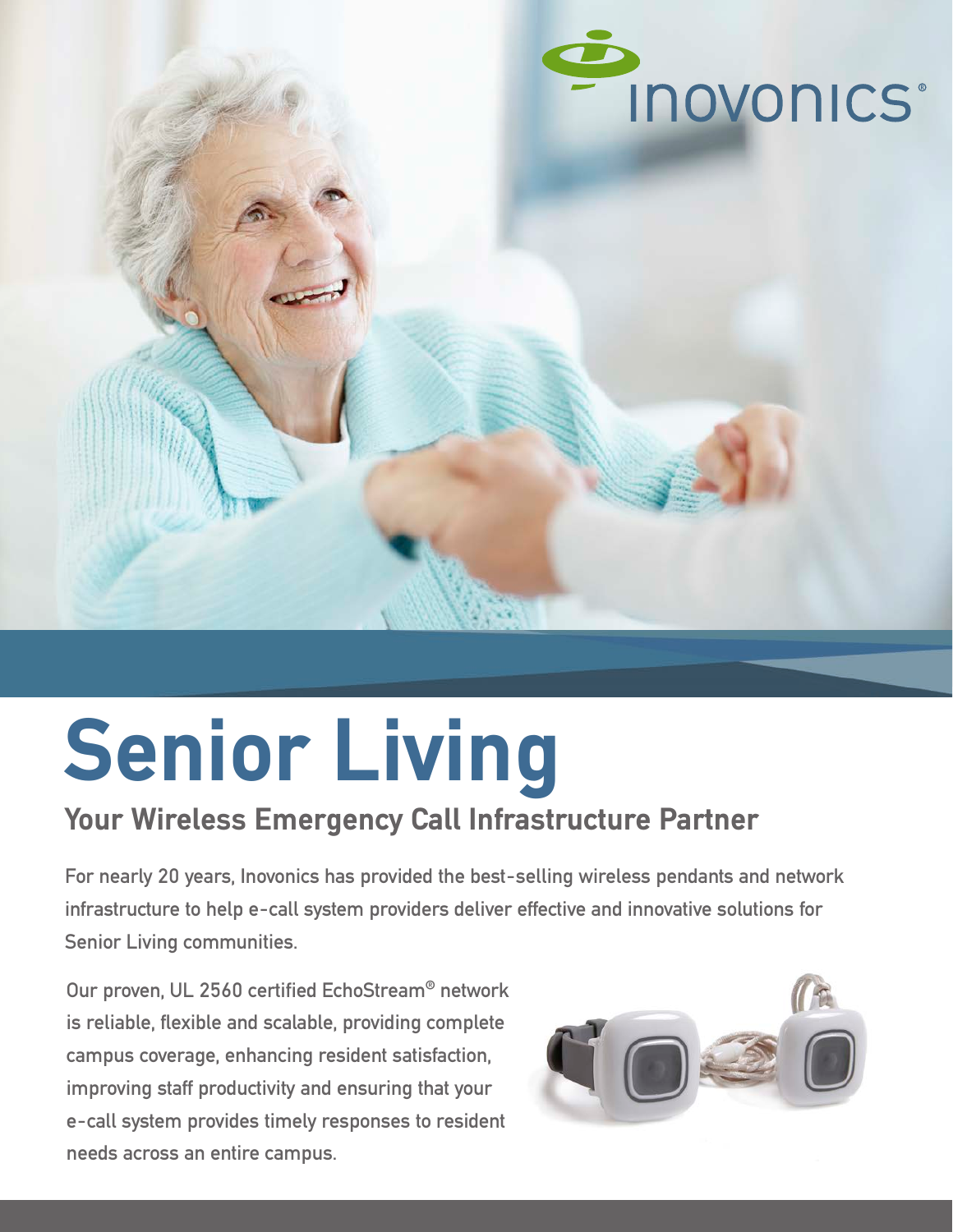inovonics®

# Senior Living

## Your Wireless Emergency Call Infrastructure Partner

For nearly 20 years, Inovonics has provided the best-selling wireless pendants and network infrastructure to help e-call system providers deliver effective and innovative solutions for Senior Living communities.

Our proven, UL 2560 certified EchoStream® network is reliable, flexible and scalable, providing complete campus coverage, enhancing resident satisfaction, improving staff productivity and ensuring that your e-call system provides timely responses to resident needs across an entire campus.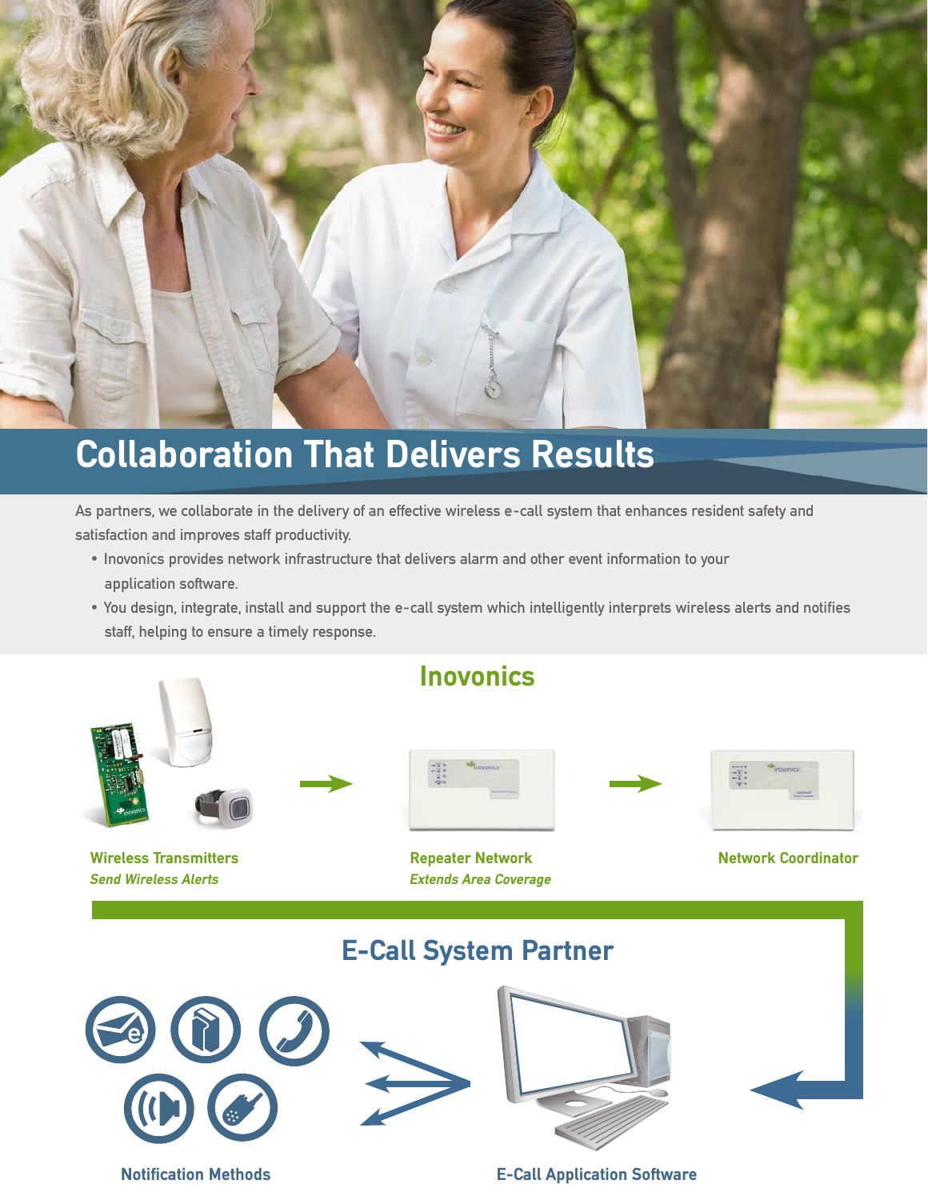# Collaboration That Delivers Results

As partners, we collaborate in the delivery of an effective wireless e-call system that enhances resident safety and satisfaction and improves staff productivity.

- Inovonics provides network infrastructure that delivers alarm and other event information to your application software.
- You design, integrate, install and support the e-call system which intelligently interprets wireless alerts and notifies staff, helping to ensure a timely response.

## Inovonics

**Wireless Transmitters**
*Send Wireless Alerts*

**Repeater Network**
*Extends Area Coverage*

**Network Coordinator**

## E-Call System Partner

**Notification Methods**

**E-Call Application Software**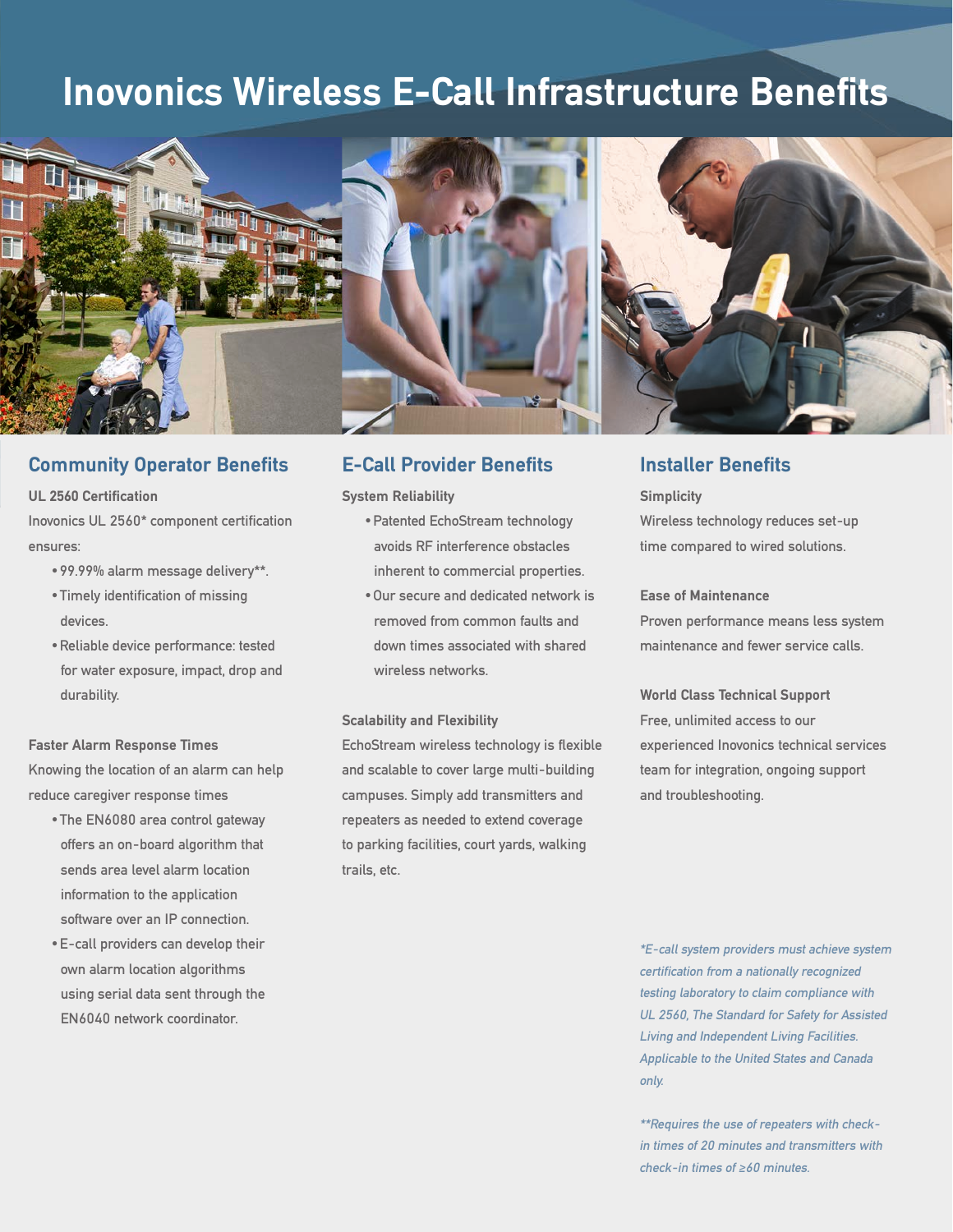# Inovonics Wireless E-Call Infrastructure Benefits

## Community Operator Benefits

**UL 2560 Certification**

Inovonics UL 2560* component certification ensures:

- 99.99% alarm message delivery**.
- Timely identification of missing devices.
- Reliable device performance: tested for water exposure, impact, drop and durability.

**Faster Alarm Response Times**

Knowing the location of an alarm can help reduce caregiver response times

- The EN6080 area control gateway offers an on-board algorithm that sends area level alarm location information to the application software over an IP connection.
- E-call providers can develop their own alarm location algorithms using serial data sent through the EN6040 network coordinator.

## E-Call Provider Benefits

**System Reliability**

- Patented EchoStream technology avoids RF interference obstacles inherent to commercial properties.
- Our secure and dedicated network is removed from common faults and down times associated with shared wireless networks.

**Scalability and Flexibility**

EchoStream wireless technology is flexible and scalable to cover large multi-building campuses. Simply add transmitters and repeaters as needed to extend coverage to parking facilities, court yards, walking trails, etc.

## Installer Benefits

**Simplicity**

Wireless technology reduces set-up time compared to wired solutions.

**Ease of Maintenance**

Proven performance means less system maintenance and fewer service calls.

**World Class Technical Support**

Free, unlimited access to our experienced Inovonics technical services team for integration, ongoing support and troubleshooting.

*\*E-call system providers must achieve system certification from a nationally recognized testing laboratory to claim compliance with UL 2560, The Standard for Safety for Assisted Living and Independent Living Facilities. Applicable to the United States and Canada only.*

*\*\*Requires the use of repeaters with check-in times of 20 minutes and transmitters with check-in times of ≥60 minutes.*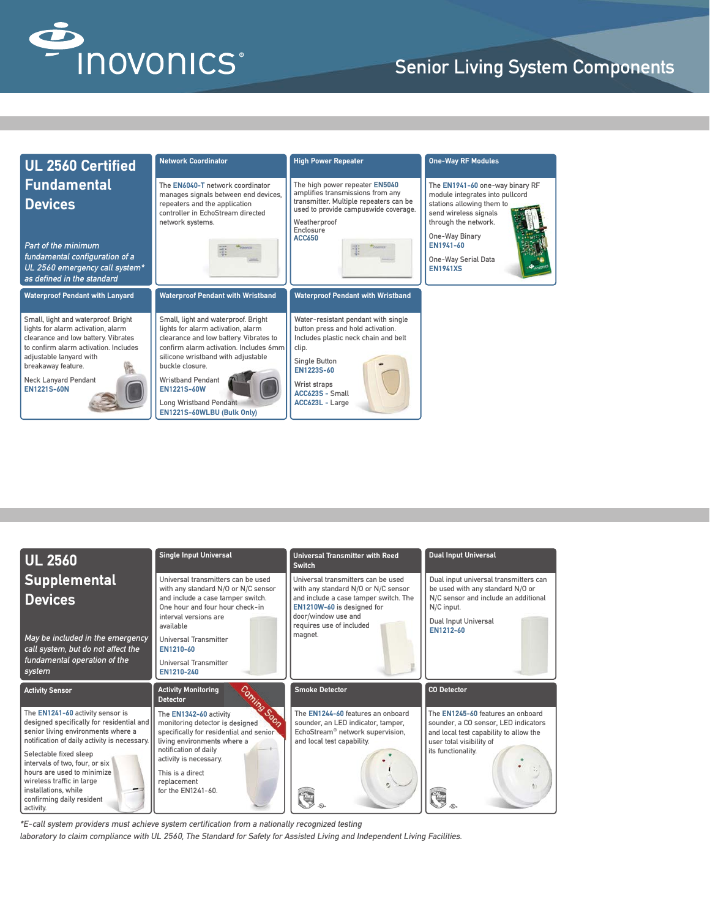# Senior Living System Components

## UL 2560 Certified Fundamental Devices

*Part of the minimum fundamental configuration of a UL 2560 emergency call system* as defined in the standard*

### Network Coordinator

The **EN6040-T** network coordinator manages signals between end devices, repeaters and the application controller in EchoStream directed network systems.

### High Power Repeater

The high power repeater **EN5040** amplifies transmissions from any transmitter. Multiple repeaters can be used to provide campuswide coverage.

Weatherproof Enclosure
**ACC650**

### One-Way RF Modules

The **EN1941-60** one-way binary RF module integrates into pullcord stations allowing them to send wireless signals through the network.

One-Way Binary
**EN1941-60**

One-Way Serial Data
**EN1941XS**

### Waterproof Pendant with Lanyard

Small, light and waterproof. Bright lights for alarm activation, alarm clearance and low battery. Vibrates to confirm alarm activation. Includes adjustable lanyard with breakaway feature.

Neck Lanyard Pendant
**EN1221S-60N**

### Waterproof Pendant with Wristband

Small, light and waterproof. Bright lights for alarm activation, alarm clearance and low battery. Vibrates to confirm alarm activation. Includes 6mm silicone wristband with adjustable buckle closure.

Wristband Pendant
**EN1221S-60W**

Long Wristband Pendant
**EN1221S-60WLBU (Bulk Only)**

### Waterproof Pendant with Wristband

Water-resistant pendant with single button press and hold activation. Includes plastic neck chain and belt clip.

Single Button
**EN1223S-60**

Wrist straps
**ACC623S** - Small
**ACC623L** - Large

## UL 2560 Supplemental Devices

*May be included in the emergency call system, but do not affect the fundamental operation of the system*

### Single Input Universal

Universal transmitters can be used with any standard N/O or N/C sensor and include a case tamper switch. One hour and four hour check-in interval versions are available

Universal Transmitter
**EN1210-60**

Universal Transmitter
**EN1210-240**

### Universal Transmitter with Reed Switch

Universal transmitters can be used with any standard N/O or N/C sensor and include a case tamper switch. The **EN1210W-60** is designed for door/window use and requires use of included magnet.

### Dual Input Universal

Dual input universal transmitters can be used with any standard N/O or N/C sensor and include an additional N/C input.

Dual Input Universal
**EN1212-60**

### Activity Sensor

The **EN1241-60** activity sensor is designed specifically for residential and senior living environments where a notification of daily activity is necessary.

Selectable fixed sleep intervals of two, four, or six hours are used to minimize wireless traffic in large installations, while confirming daily resident activity.

### Activity Monitoring Detector

*Coming Soon*

The **EN1342-60** activity monitoring detector is designed specifically for residential and senior living environments where a notification of daily activity is necessary.

This is a direct replacement for the EN1241-60.

### Smoke Detector

The **EN1244-60** features an onboard sounder, an LED indicator, tamper, EchoStream® network supervision, and local test capability.

### CO Detector

The **EN1245-60** features an onboard sounder, a CO sensor, LED indicators and local test capability to allow the user total visibility of its functionality.

*\*E-call system providers must achieve system certification from a nationally recognized testing laboratory to claim compliance with UL 2560, The Standard for Safety for Assisted Living and Independent Living Facilities.*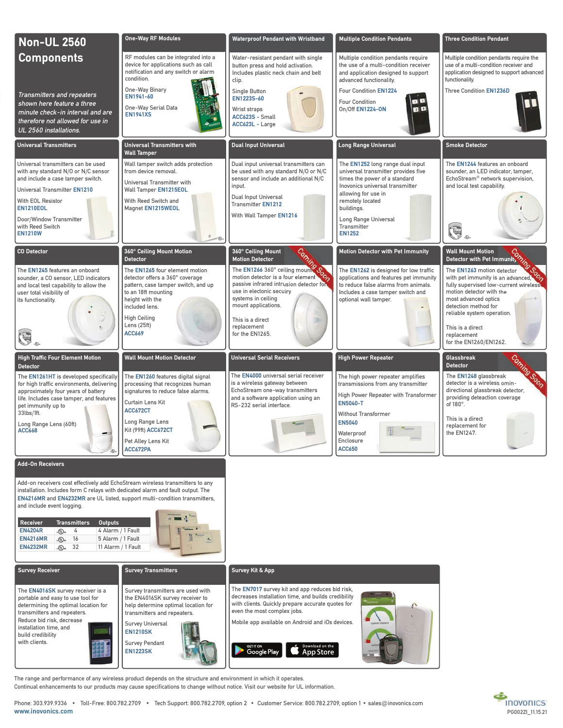# Non-UL 2560 Components

*Transmitters and repeaters shown here feature a three minute check-in interval and are therefore not allowed for use in UL 2560 installations.*

## One-Way RF Modules

RF modules can be integrated into a device for applications such as call notification and any switch or alarm condition.

One-Way Binary
EN1941-60

One-Way Serial Data
EN1941XS

## Waterproof Pendant with Wristband

Water-resistant pendant with single button press and hold activation. Includes plastic neck chain and belt clip.

Single Button
EN1223S-60

Wrist straps
ACC623S - Small
ACC623L - Large

## Multiple Condition Pendants

Multiple condition pendants require the use of a multi-condition receiver and application designed to support advanced functionality.

Four Condition EN1224

Four Condition On/Off EN1224-ON

## Three Condition Pendant

Multiple condition pendants require the use of a multi-condition receiver and application designed to support advanced functionality.

Three Condition EN1236D

## Universal Transmitters

Universal transmitters can be used with any standard N/O or N/C sensor and include a case tamper switch.

Universal Transmitter EN1210

With EOL Resistor
EN1210EOL

Door/Window Transmitter with Reed Switch
EN1210W

## Universal Transmitters with Wall Tamper

Wall tamper switch adds protection from device removal.

Universal Transmitter with Wall Tamper EN1210EOL

With Reed Switch and Magnet EN1215WEOL

## Dual Input Universal

Dual input universal transmitters can be used with any standard N/O or N/C sensor and include an additional N/C input.

Dual Input Universal Transmitter EN1212

With Wall Tamper EN1216

## Long Range Universal

The EN1252 long range dual input universal transmitter provides five times the power of a standard Inovonics universal transmitter allowing for use in remotely located buildings.

Long Range Universal Transmitter
EN1252

## Smoke Detector

The EN1244 features an onboard sounder, an LED indicator, tamper, EchoStream® network supervision, and local test capability.

## CO Detector

The EN1245 features an onboard sounder, a CO sensor, LED indicators and local test capability to allow the user total visibility of its functionality.

## 360° Ceiling Mount Motion Detector

The EN1265 four element motion detector offers a 360° coverage pattern, case tamper switch, and up to an 18ft mounting height with the included lens.

High Ceiling Lens (25ft)
ACC669

## 360° Ceiling Mount Motion Detector

*Coming Soon*

The EN1266 360° ceiling mount motion detector is a four element passive infrared intrusion detector for use in electonic secuiry systems in ceiling mount applications.

This is a direct replacement for the EN1265.

## Motion Detector with Pet Immunity

The EN1262 is designed for low traffic applications and features pet immunity to reduce false alarms from animals. Includes a case tamper switch and optional wall tamper.

## Wall Mount Motion Detector with Pet Immunity

*Coming Soon*

The EN1263 motion detector with pet immunity is an advanced, fully supervised low-current wireless motion detector with the most advanced optics detection method for reliable system operation.

This is a direct replacement for the EN1260/EN1262.

## High Traffic Four Element Motion Detector

The EN1261HT is developed specifically for high traffic environments, delivering approximately four years of battery life. Includes case tamper, and features pet immunity up to 33lbs/1ft.

Long Range Lens (60ft)
ACC668

## Wall Mount Motion Detector

The EN1260 features digital signal processing that recognizes human signatures to reduce false alarms.

Curtain Lens Kit
ACC672CT

Long Range Lens Kit (99ft) ACC672CT

Pet Alley Lens Kit
ACC672PA

## Universal Serial Receivers

The EN4000 universal serial receiver is a wireless gateway between EchoStream one-way transmitters and a software application using an RS-232 serial interface.

## High Power Repeater

The high power repeater amplifies transmissions from any transmitter

High Power Repeater with Transformer
EN5040-T

Without Transformer
EN5040

Waterproof Enclosure
ACC650

## Glassbreak Detector

*Coming Soon*

The EN1248 glassbreak detector is a wireless omin-directional glassbreak detector, providing detaction coverage of 180°.

This is a direct replacement for the EN1247.

## Add-On Receivers

Add-on receivers cost effectively add EchoStream wireless transmitters to any installation. Includes form C relays with dedicated alarm and fault output. The EN4216MR and EN4232MR are UL listed, support multi-condition transmitters, and include event logging.

| Receiver | Transmitters | | Outputs |
|---|---|---|---|
| EN4204R | UL | 4 | 4 Alarm / 1 Fault |
| EN4216MR | UL | 16 | 5 Alarm / 1 Fault |
| EN4232MR | UL | 32 | 11 Alarm / 1 Fault |

## Survey Receiver

The EN4016SK survey receiver is a portable and easy to use tool for determining the optimal location for transmitters and repeaters. Reduce bid risk, decrease installation time, and build credibility with clients.

## Survey Transmitters

Survey transmitters are used with the EN4016SK survey receiver to help determine optimal location for transmitters and repeaters.

Survey Universal
EN1210SK

Survey Pendant
EN1223SK

## Survey Kit & App

The EN7017 survey kit and app reduces bid risk, decreases installation time, and builds credibility with clients. Quickly prepare accurate quotes for even the most complex jobs.

Mobile app available on Android and iOs devices.

GET IT ON Google Play

Download on the App Store

The range and performance of any wireless product depends on the structure and environment in which it operates.
Continual enhancements to our products may cause specifications to change without notice. Visit our website for UL information.

Phone: 303.939.9336 • Toll-Free: 800.782.2709 • Tech Support: 800.782.2709, option 2 • Customer Service: 800.782.2709, option 1 • sales@inovonics.com
www.inovonics.com

inovonics
PG002ZI_11.15.21